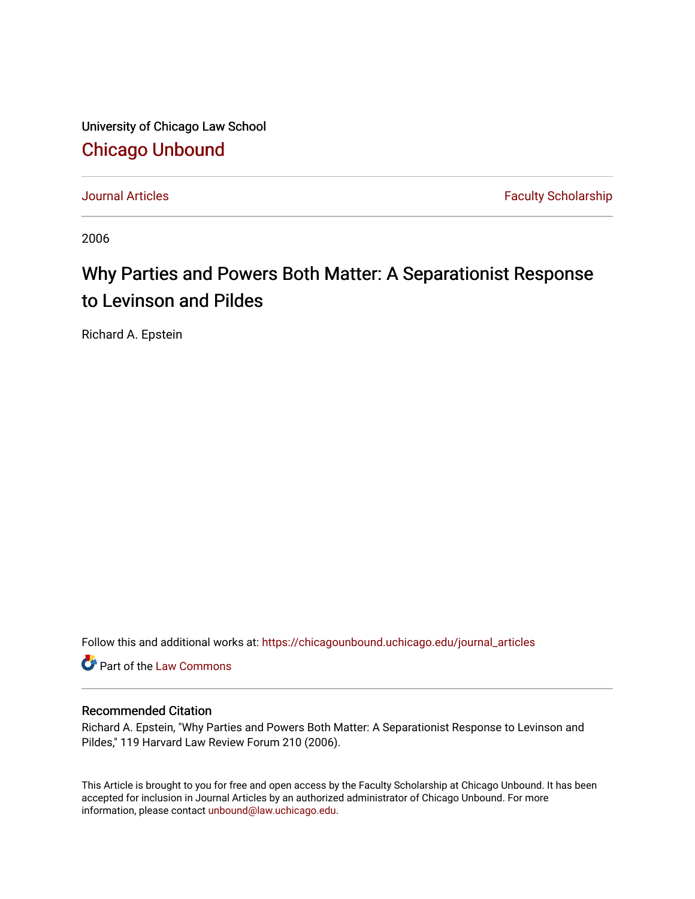University of Chicago Law School

# Chicago Unbound

Journal Articles | Faculty Scholarship

2006

# Why Parties and Powers Both Matter: A Separationist Response to Levinson and Pildes

Richard A. Epstein

Follow this and additional works at: https://chicagounbound.uchicago.edu/journal_articles

Part of the Law Commons

## Recommended Citation

Richard A. Epstein, "Why Parties and Powers Both Matter: A Separationist Response to Levinson and Pildes," 119 Harvard Law Review Forum 210 (2006).

This Article is brought to you for free and open access by the Faculty Scholarship at Chicago Unbound. It has been accepted for inclusion in Journal Articles by an authorized administrator of Chicago Unbound. For more information, please contact unbound@law.uchicago.edu.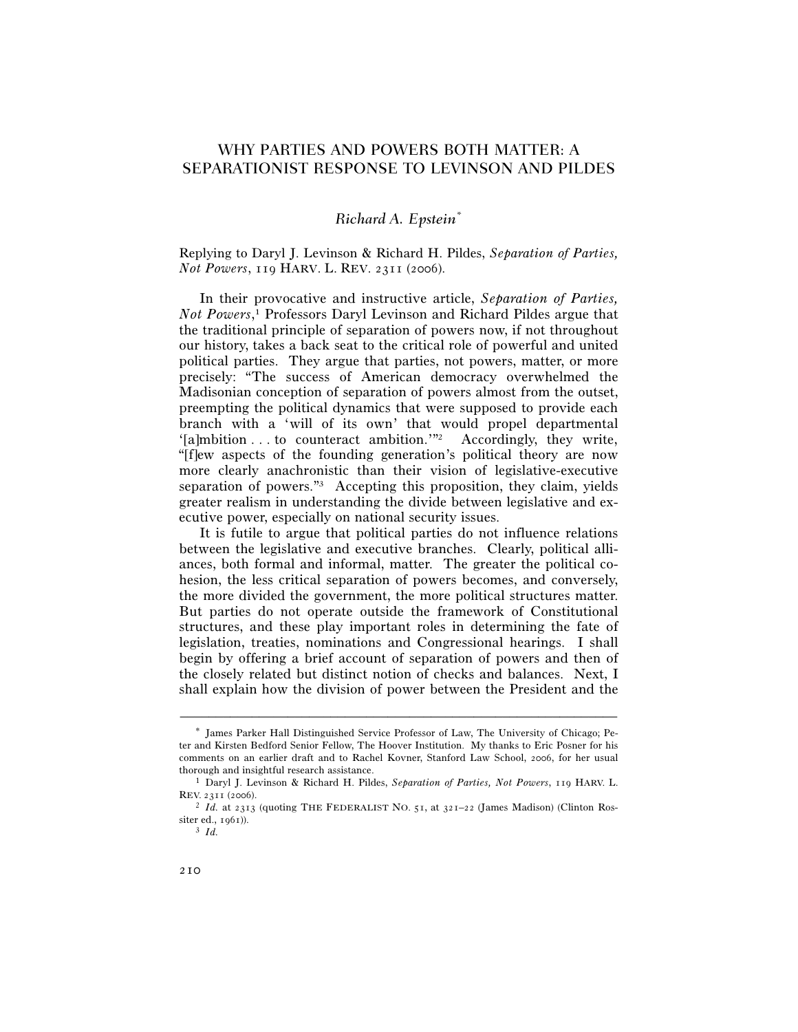# WHY PARTIES AND POWERS BOTH MATTER: A SEPARATIONIST RESPONSE TO LEVINSON AND PILDES

*Richard A. Epstein*[*]

Replying to Daryl J. Levinson & Richard H. Pildes, *Separation of Parties, Not Powers*, 119 HARV. L. REV. 2311 (2006).

In their provocative and instructive article, *Separation of Parties, Not Powers*,[1] Professors Daryl Levinson and Richard Pildes argue that the traditional principle of separation of powers now, if not throughout our history, takes a back seat to the critical role of powerful and united political parties. They argue that parties, not powers, matter, or more precisely: "The success of American democracy overwhelmed the Madisonian conception of separation of powers almost from the outset, preempting the political dynamics that were supposed to provide each branch with a 'will of its own' that would propel departmental '[a]mbition . . . to counteract ambition.'"[2] Accordingly, they write, "[f]ew aspects of the founding generation's political theory are now more clearly anachronistic than their vision of legislative-executive separation of powers."[3] Accepting this proposition, they claim, yields greater realism in understanding the divide between legislative and executive power, especially on national security issues.

It is futile to argue that political parties do not influence relations between the legislative and executive branches. Clearly, political alliances, both formal and informal, matter. The greater the political cohesion, the less critical separation of powers becomes, and conversely, the more divided the government, the more political structures matter. But parties do not operate outside the framework of Constitutional structures, and these play important roles in determining the fate of legislation, treaties, nominations and Congressional hearings. I shall begin by offering a brief account of separation of powers and then of the closely related but distinct notion of checks and balances. Next, I shall explain how the division of power between the President and the

---

[*] James Parker Hall Distinguished Service Professor of Law, The University of Chicago; Peter and Kirsten Bedford Senior Fellow, The Hoover Institution. My thanks to Eric Posner for his comments on an earlier draft and to Rachel Kovner, Stanford Law School, 2006, for her usual thorough and insightful research assistance.

[1] Daryl J. Levinson & Richard H. Pildes, *Separation of Parties, Not Powers*, 119 HARV. L. REV. 2311 (2006).

[2] *Id.* at 2313 (quoting THE FEDERALIST NO. 51, at 321–22 (James Madison) (Clinton Rossiter ed., 1961)).

[3] *Id.*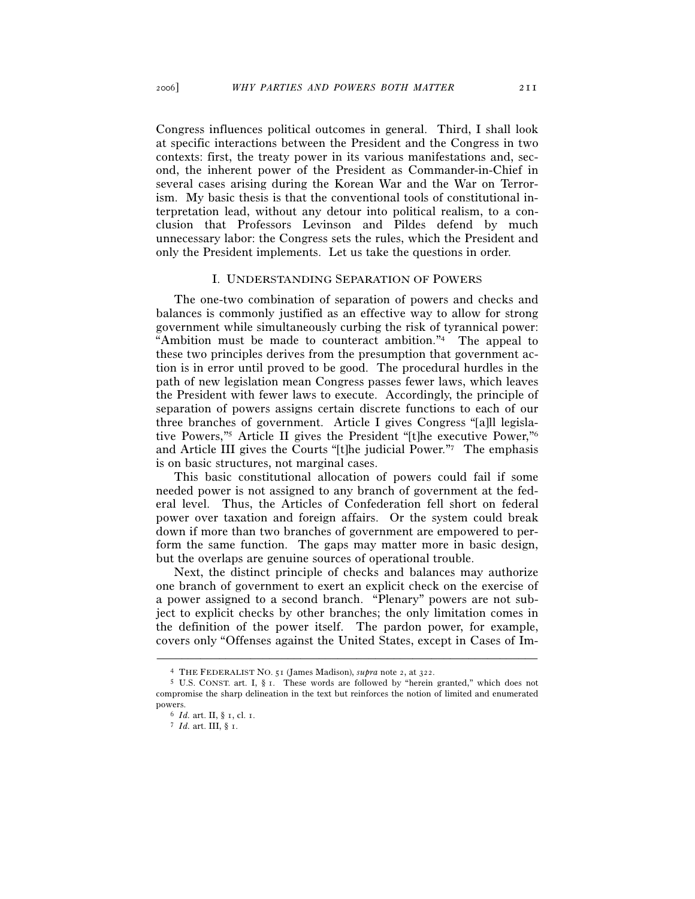Congress influences political outcomes in general. Third, I shall look at specific interactions between the President and the Congress in two contexts: first, the treaty power in its various manifestations and, second, the inherent power of the President as Commander-in-Chief in several cases arising during the Korean War and the War on Terrorism. My basic thesis is that the conventional tools of constitutional interpretation lead, without any detour into political realism, to a conclusion that Professors Levinson and Pildes defend by much unnecessary labor: the Congress sets the rules, which the President and only the President implements. Let us take the questions in order.

## I. UNDERSTANDING SEPARATION OF POWERS

The one-two combination of separation of powers and checks and balances is commonly justified as an effective way to allow for strong government while simultaneously curbing the risk of tyrannical power: "Ambition must be made to counteract ambition."[4] The appeal to these two principles derives from the presumption that government action is in error until proved to be good. The procedural hurdles in the path of new legislation mean Congress passes fewer laws, which leaves the President with fewer laws to execute. Accordingly, the principle of separation of powers assigns certain discrete functions to each of our three branches of government. Article I gives Congress "[a]ll legislative Powers,"[5] Article II gives the President "[t]he executive Power,"[6] and Article III gives the Courts "[t]he judicial Power."[7] The emphasis is on basic structures, not marginal cases.

This basic constitutional allocation of powers could fail if some needed power is not assigned to any branch of government at the federal level. Thus, the Articles of Confederation fell short on federal power over taxation and foreign affairs. Or the system could break down if more than two branches of government are empowered to perform the same function. The gaps may matter more in basic design, but the overlaps are genuine sources of operational trouble.

Next, the distinct principle of checks and balances may authorize one branch of government to exert an explicit check on the exercise of a power assigned to a second branch. "Plenary" powers are not subject to explicit checks by other branches; the only limitation comes in the definition of the power itself. The pardon power, for example, covers only "Offenses against the United States, except in Cases of Im-

---

[4] THE FEDERALIST NO. 51 (James Madison), *supra* note 2, at 322.

[5] U.S. CONST. art. I, § 1. These words are followed by "herein granted," which does not compromise the sharp delineation in the text but reinforces the notion of limited and enumerated powers.

[6] *Id.* art. II, § 1, cl. 1.

[7] *Id.* art. III, § 1.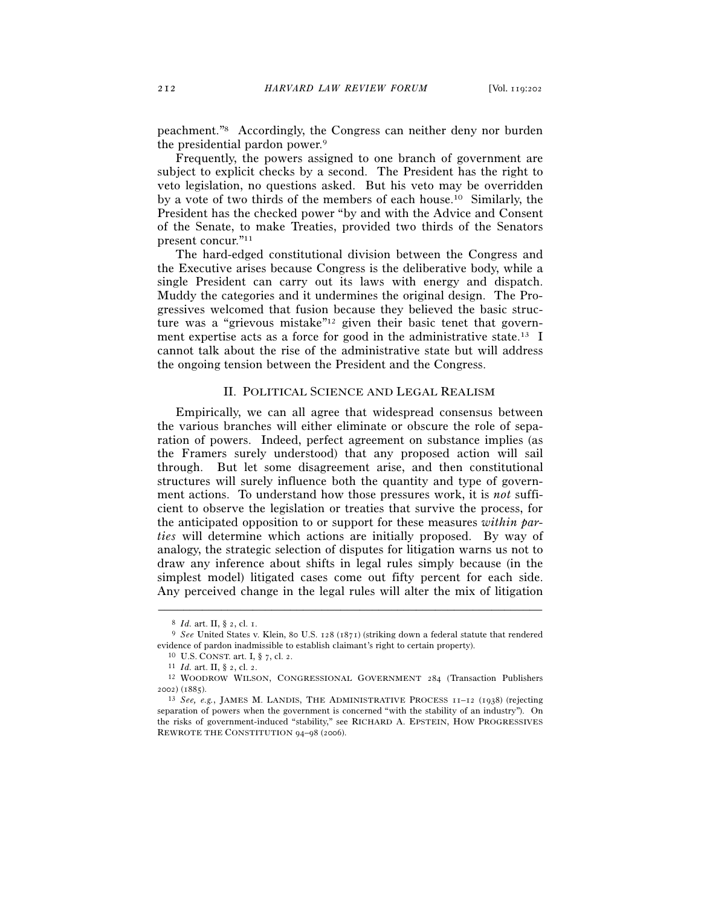peachment."[8] Accordingly, the Congress can neither deny nor burden the presidential pardon power.[9]

Frequently, the powers assigned to one branch of government are subject to explicit checks by a second. The President has the right to veto legislation, no questions asked. But his veto may be overridden by a vote of two thirds of the members of each house.[10] Similarly, the President has the checked power "by and with the Advice and Consent of the Senate, to make Treaties, provided two thirds of the Senators present concur."[11]

The hard-edged constitutional division between the Congress and the Executive arises because Congress is the deliberative body, while a single President can carry out its laws with energy and dispatch. Muddy the categories and it undermines the original design. The Progressives welcomed that fusion because they believed the basic structure was a "grievous mistake"[12] given their basic tenet that government expertise acts as a force for good in the administrative state.[13] I cannot talk about the rise of the administrative state but will address the ongoing tension between the President and the Congress.

## II. POLITICAL SCIENCE AND LEGAL REALISM

Empirically, we can all agree that widespread consensus between the various branches will either eliminate or obscure the role of separation of powers. Indeed, perfect agreement on substance implies (as the Framers surely understood) that any proposed action will sail through. But let some disagreement arise, and then constitutional structures will surely influence both the quantity and type of government actions. To understand how those pressures work, it is *not* sufficient to observe the legislation or treaties that survive the process, for the anticipated opposition to or support for these measures *within parties* will determine which actions are initially proposed. By way of analogy, the strategic selection of disputes for litigation warns us not to draw any inference about shifts in legal rules simply because (in the simplest model) litigated cases come out fifty percent for each side. Any perceived change in the legal rules will alter the mix of litigation

---

[8] *Id.* art. II, § 2, cl. 1.

[9] *See* United States v. Klein, 80 U.S. 128 (1871) (striking down a federal statute that rendered evidence of pardon inadmissible to establish claimant's right to certain property).

[10] U.S. CONST. art. I, § 7, cl. 2.

[11] *Id.* art. II, § 2, cl. 2.

[12] WOODROW WILSON, CONGRESSIONAL GOVERNMENT 284 (Transaction Publishers 2002) (1885).

[13] *See, e.g.*, JAMES M. LANDIS, THE ADMINISTRATIVE PROCESS 11–12 (1938) (rejecting separation of powers when the government is concerned "with the stability of an industry"). On the risks of government-induced "stability," see RICHARD A. EPSTEIN, HOW PROGRESSIVES REWROTE THE CONSTITUTION 94–98 (2006).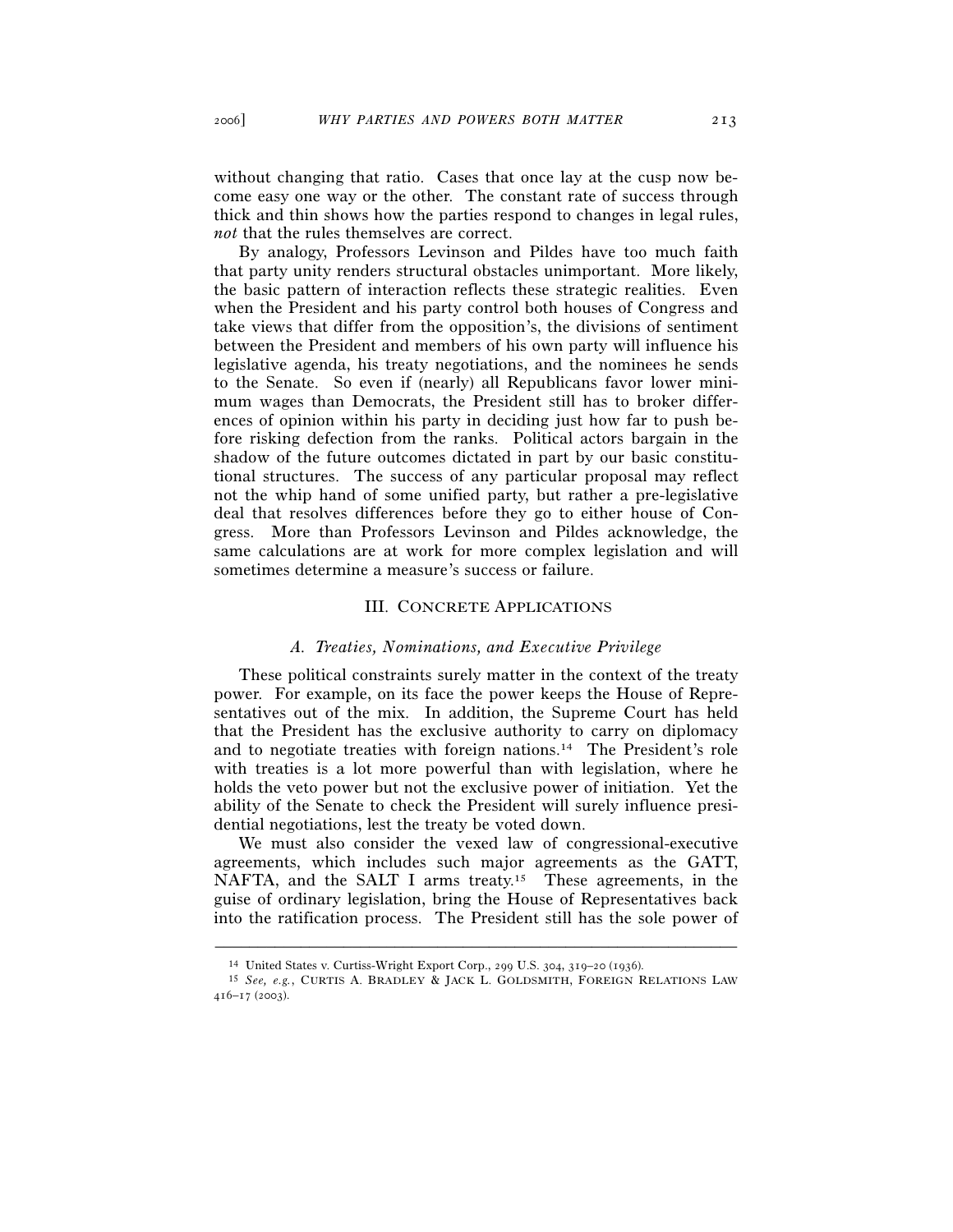without changing that ratio. Cases that once lay at the cusp now become easy one way or the other. The constant rate of success through thick and thin shows how the parties respond to changes in legal rules, *not* that the rules themselves are correct.

By analogy, Professors Levinson and Pildes have too much faith that party unity renders structural obstacles unimportant. More likely, the basic pattern of interaction reflects these strategic realities. Even when the President and his party control both houses of Congress and take views that differ from the opposition's, the divisions of sentiment between the President and members of his own party will influence his legislative agenda, his treaty negotiations, and the nominees he sends to the Senate. So even if (nearly) all Republicans favor lower minimum wages than Democrats, the President still has to broker differences of opinion within his party in deciding just how far to push before risking defection from the ranks. Political actors bargain in the shadow of the future outcomes dictated in part by our basic constitutional structures. The success of any particular proposal may reflect not the whip hand of some unified party, but rather a pre-legislative deal that resolves differences before they go to either house of Congress. More than Professors Levinson and Pildes acknowledge, the same calculations are at work for more complex legislation and will sometimes determine a measure's success or failure.

## III. CONCRETE APPLICATIONS

### *A. Treaties, Nominations, and Executive Privilege*

These political constraints surely matter in the context of the treaty power. For example, on its face the power keeps the House of Representatives out of the mix. In addition, the Supreme Court has held that the President has the exclusive authority to carry on diplomacy and to negotiate treaties with foreign nations.[14] The President's role with treaties is a lot more powerful than with legislation, where he holds the veto power but not the exclusive power of initiation. Yet the ability of the Senate to check the President will surely influence presidential negotiations, lest the treaty be voted down.

We must also consider the vexed law of congressional-executive agreements, which includes such major agreements as the GATT, NAFTA, and the SALT I arms treaty.[15] These agreements, in the guise of ordinary legislation, bring the House of Representatives back into the ratification process. The President still has the sole power of

---

[14] United States v. Curtiss-Wright Export Corp., 299 U.S. 304, 319–20 (1936).

[15] *See, e.g.*, CURTIS A. BRADLEY & JACK L. GOLDSMITH, FOREIGN RELATIONS LAW 416–17 (2003).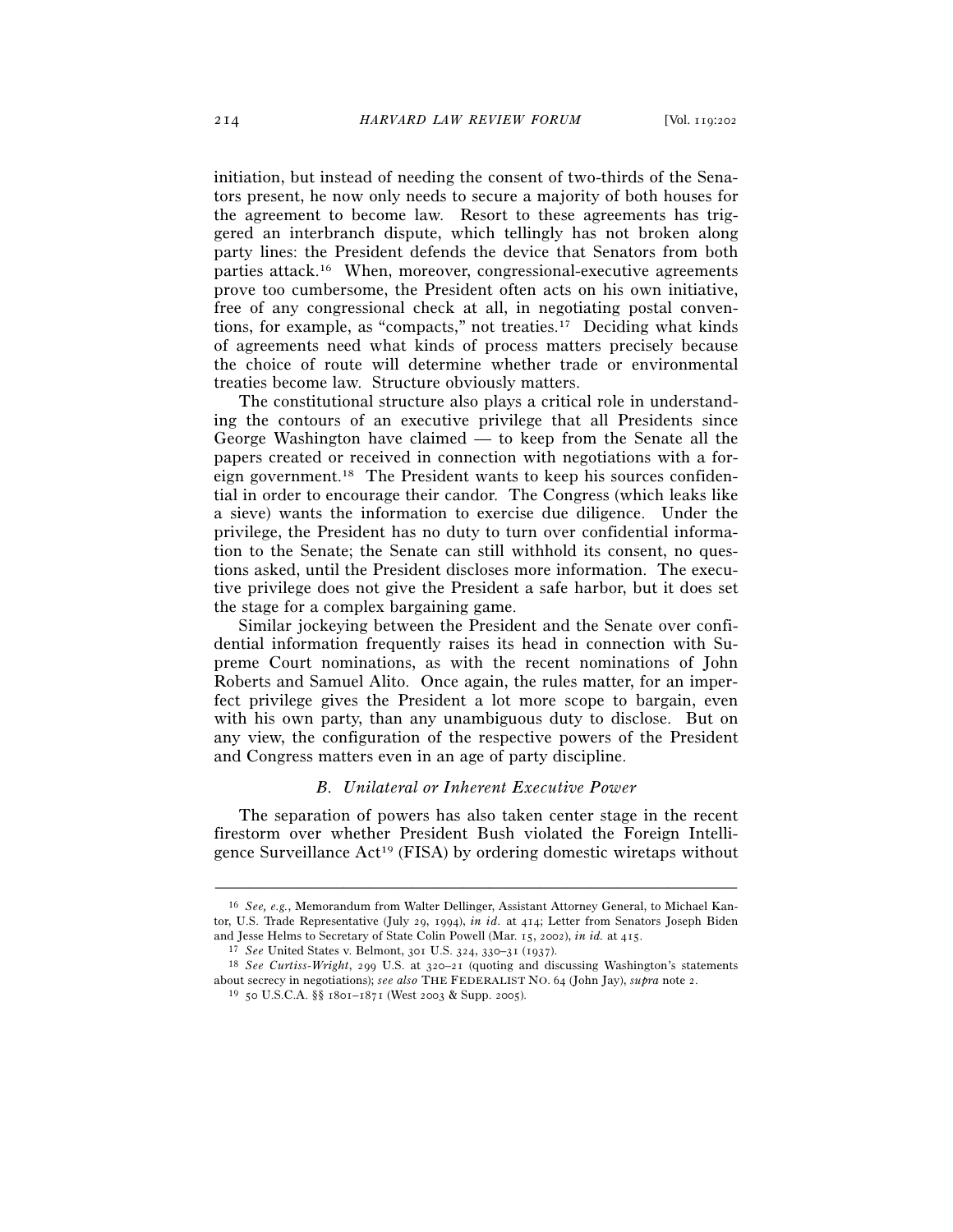initiation, but instead of needing the consent of two-thirds of the Senators present, he now only needs to secure a majority of both houses for the agreement to become law. Resort to these agreements has triggered an interbranch dispute, which tellingly has not broken along party lines: the President defends the device that Senators from both parties attack.[16] When, moreover, congressional-executive agreements prove too cumbersome, the President often acts on his own initiative, free of any congressional check at all, in negotiating postal conventions, for example, as "compacts," not treaties.[17] Deciding what kinds of agreements need what kinds of process matters precisely because the choice of route will determine whether trade or environmental treaties become law. Structure obviously matters.

The constitutional structure also plays a critical role in understanding the contours of an executive privilege that all Presidents since George Washington have claimed — to keep from the Senate all the papers created or received in connection with negotiations with a foreign government.[18] The President wants to keep his sources confidential in order to encourage their candor. The Congress (which leaks like a sieve) wants the information to exercise due diligence. Under the privilege, the President has no duty to turn over confidential information to the Senate; the Senate can still withhold its consent, no questions asked, until the President discloses more information. The executive privilege does not give the President a safe harbor, but it does set the stage for a complex bargaining game.

Similar jockeying between the President and the Senate over confidential information frequently raises its head in connection with Supreme Court nominations, as with the recent nominations of John Roberts and Samuel Alito. Once again, the rules matter, for an imperfect privilege gives the President a lot more scope to bargain, even with his own party, than any unambiguous duty to disclose. But on any view, the configuration of the respective powers of the President and Congress matters even in an age of party discipline.

### *B. Unilateral or Inherent Executive Power*

The separation of powers has also taken center stage in the recent firestorm over whether President Bush violated the Foreign Intelligence Surveillance Act[19] (FISA) by ordering domestic wiretaps without

---

[16] *See, e.g.*, Memorandum from Walter Dellinger, Assistant Attorney General, to Michael Kantor, U.S. Trade Representative (July 29, 1994), *in id.* at 414; Letter from Senators Joseph Biden and Jesse Helms to Secretary of State Colin Powell (Mar. 15, 2002), *in id.* at 415.

[17] *See* United States v. Belmont, 301 U.S. 324, 330–31 (1937).

[18] *See Curtiss-Wright*, 299 U.S. at 320–21 (quoting and discussing Washington's statements about secrecy in negotiations); *see also* THE FEDERALIST NO. 64 (John Jay), *supra* note 2.

[19] 50 U.S.C.A. §§ 1801–1871 (West 2003 & Supp. 2005).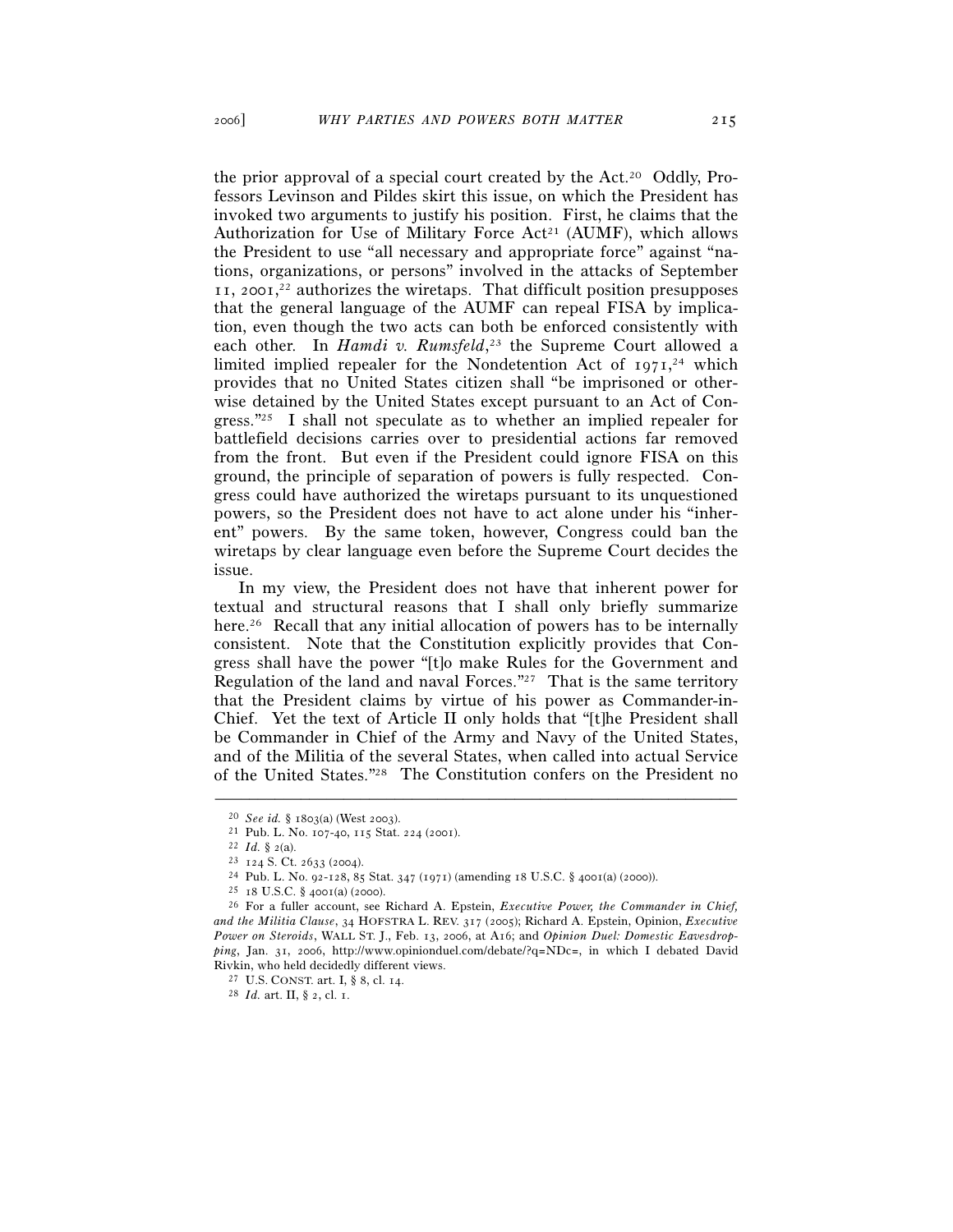the prior approval of a special court created by the Act.[20] Oddly, Professors Levinson and Pildes skirt this issue, on which the President has invoked two arguments to justify his position. First, he claims that the Authorization for Use of Military Force Act[21] (AUMF), which allows the President to use "all necessary and appropriate force" against "nations, organizations, or persons" involved in the attacks of September 11, 2001,[22] authorizes the wiretaps. That difficult position presupposes that the general language of the AUMF can repeal FISA by implication, even though the two acts can both be enforced consistently with each other. In *Hamdi v. Rumsfeld*,[23] the Supreme Court allowed a limited implied repealer for the Nondetention Act of 1971,[24] which provides that no United States citizen shall "be imprisoned or otherwise detained by the United States except pursuant to an Act of Congress."[25] I shall not speculate as to whether an implied repealer for battlefield decisions carries over to presidential actions far removed from the front. But even if the President could ignore FISA on this ground, the principle of separation of powers is fully respected. Congress could have authorized the wiretaps pursuant to its unquestioned powers, so the President does not have to act alone under his "inherent" powers. By the same token, however, Congress could ban the wiretaps by clear language even before the Supreme Court decides the issue.

In my view, the President does not have that inherent power for textual and structural reasons that I shall only briefly summarize here.[26] Recall that any initial allocation of powers has to be internally consistent. Note that the Constitution explicitly provides that Congress shall have the power "[t]o make Rules for the Government and Regulation of the land and naval Forces."[27] That is the same territory that the President claims by virtue of his power as Commander-in-Chief. Yet the text of Article II only holds that "[t]he President shall be Commander in Chief of the Army and Navy of the United States, and of the Militia of the several States, when called into actual Service of the United States."[28] The Constitution confers on the President no

---

[20] *See id.* § 1803(a) (West 2003).

[21] Pub. L. No. 107-40, 115 Stat. 224 (2001).

[22] *Id.* § 2(a).

[23] 124 S. Ct. 2633 (2004).

[24] Pub. L. No. 92-128, 85 Stat. 347 (1971) (amending 18 U.S.C. § 4001(a) (2000)).

[25] 18 U.S.C. § 4001(a) (2000).

[26] For a fuller account, see Richard A. Epstein, *Executive Power, the Commander in Chief, and the Militia Clause*, 34 HOFSTRA L. REV. 317 (2005); Richard A. Epstein, Opinion, *Executive Power on Steroids*, WALL ST. J., Feb. 13, 2006, at A16; and *Opinion Duel: Domestic Eavesdropping*, Jan. 31, 2006, http://www.opinionduel.com/debate/?q=NDc=, in which I debated David Rivkin, who held decidedly different views.

[27] U.S. CONST. art. I, § 8, cl. 14.

[28] *Id.* art. II, § 2, cl. 1.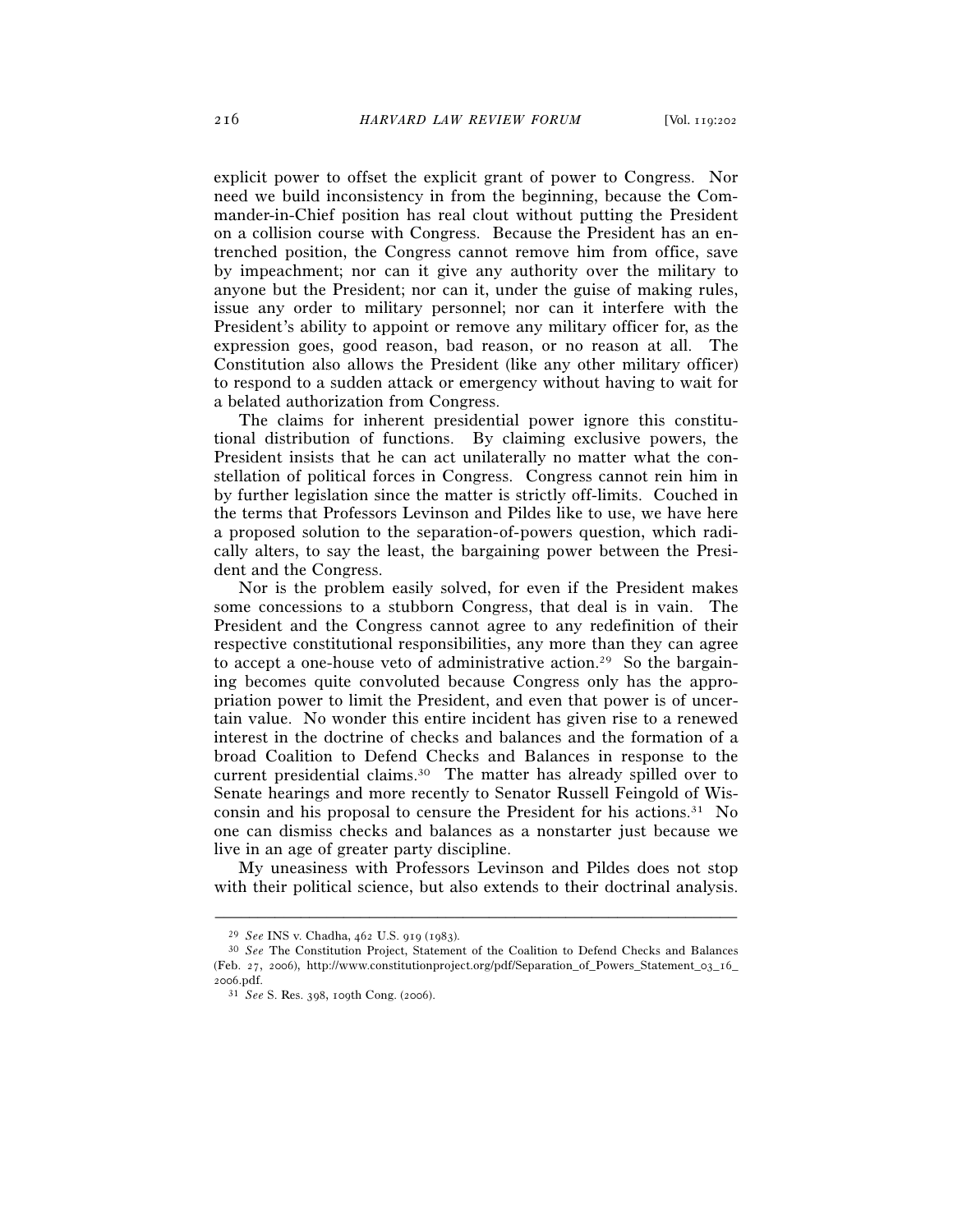explicit power to offset the explicit grant of power to Congress. Nor need we build inconsistency in from the beginning, because the Commander-in-Chief position has real clout without putting the President on a collision course with Congress. Because the President has an entrenched position, the Congress cannot remove him from office, save by impeachment; nor can it give any authority over the military to anyone but the President; nor can it, under the guise of making rules, issue any order to military personnel; nor can it interfere with the President's ability to appoint or remove any military officer for, as the expression goes, good reason, bad reason, or no reason at all. The Constitution also allows the President (like any other military officer) to respond to a sudden attack or emergency without having to wait for a belated authorization from Congress.

The claims for inherent presidential power ignore this constitutional distribution of functions. By claiming exclusive powers, the President insists that he can act unilaterally no matter what the constellation of political forces in Congress. Congress cannot rein him in by further legislation since the matter is strictly off-limits. Couched in the terms that Professors Levinson and Pildes like to use, we have here a proposed solution to the separation-of-powers question, which radically alters, to say the least, the bargaining power between the President and the Congress.

Nor is the problem easily solved, for even if the President makes some concessions to a stubborn Congress, that deal is in vain. The President and the Congress cannot agree to any redefinition of their respective constitutional responsibilities, any more than they can agree to accept a one-house veto of administrative action.[29] So the bargaining becomes quite convoluted because Congress only has the appropriation power to limit the President, and even that power is of uncertain value. No wonder this entire incident has given rise to a renewed interest in the doctrine of checks and balances and the formation of a broad Coalition to Defend Checks and Balances in response to the current presidential claims.[30] The matter has already spilled over to Senate hearings and more recently to Senator Russell Feingold of Wisconsin and his proposal to censure the President for his actions.[31] No one can dismiss checks and balances as a nonstarter just because we live in an age of greater party discipline.

My uneasiness with Professors Levinson and Pildes does not stop with their political science, but also extends to their doctrinal analysis.

---

[29] *See* INS v. Chadha, 462 U.S. 919 (1983).

[30] *See* The Constitution Project, Statement of the Coalition to Defend Checks and Balances (Feb. 27, 2006), http://www.constitutionproject.org/pdf/Separation_of_Powers_Statement_03_16_2006.pdf.

[31] *See* S. Res. 398, 109th Cong. (2006).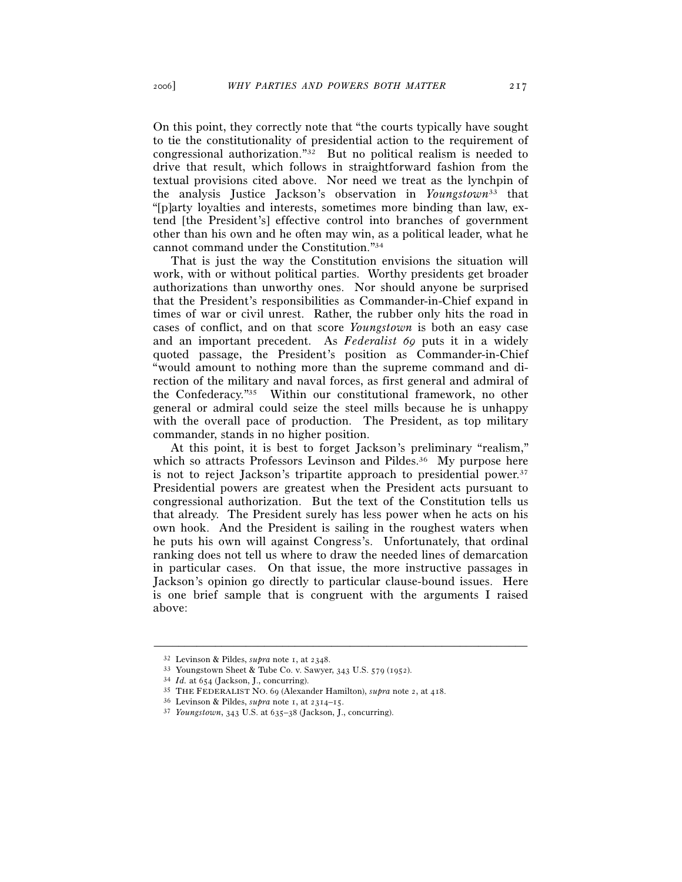On this point, they correctly note that "the courts typically have sought to tie the constitutionality of presidential action to the requirement of congressional authorization."[32] But no political realism is needed to drive that result, which follows in straightforward fashion from the textual provisions cited above. Nor need we treat as the lynchpin of the analysis Justice Jackson's observation in *Youngstown*[33] that "[p]arty loyalties and interests, sometimes more binding than law, extend [the President's] effective control into branches of government other than his own and he often may win, as a political leader, what he cannot command under the Constitution."[34]

That is just the way the Constitution envisions the situation will work, with or without political parties. Worthy presidents get broader authorizations than unworthy ones. Nor should anyone be surprised that the President's responsibilities as Commander-in-Chief expand in times of war or civil unrest. Rather, the rubber only hits the road in cases of conflict, and on that score *Youngstown* is both an easy case and an important precedent. As *Federalist 69* puts it in a widely quoted passage, the President's position as Commander-in-Chief "would amount to nothing more than the supreme command and direction of the military and naval forces, as first general and admiral of the Confederacy."[35] Within our constitutional framework, no other general or admiral could seize the steel mills because he is unhappy with the overall pace of production. The President, as top military commander, stands in no higher position.

At this point, it is best to forget Jackson's preliminary "realism," which so attracts Professors Levinson and Pildes.[36] My purpose here is not to reject Jackson's tripartite approach to presidential power.[37] Presidential powers are greatest when the President acts pursuant to congressional authorization. But the text of the Constitution tells us that already. The President surely has less power when he acts on his own hook. And the President is sailing in the roughest waters when he puts his own will against Congress's. Unfortunately, that ordinal ranking does not tell us where to draw the needed lines of demarcation in particular cases. On that issue, the more instructive passages in Jackson's opinion go directly to particular clause-bound issues. Here is one brief sample that is congruent with the arguments I raised above:

---

[32] Levinson & Pildes, *supra* note 1, at 2348.

[33] Youngstown Sheet & Tube Co. v. Sawyer, 343 U.S. 579 (1952).

[34] *Id.* at 654 (Jackson, J., concurring).

[35] THE FEDERALIST NO. 69 (Alexander Hamilton), *supra* note 2, at 418.

[36] Levinson & Pildes, *supra* note 1, at 2314–15.

[37] *Youngstown*, 343 U.S. at 635–38 (Jackson, J., concurring).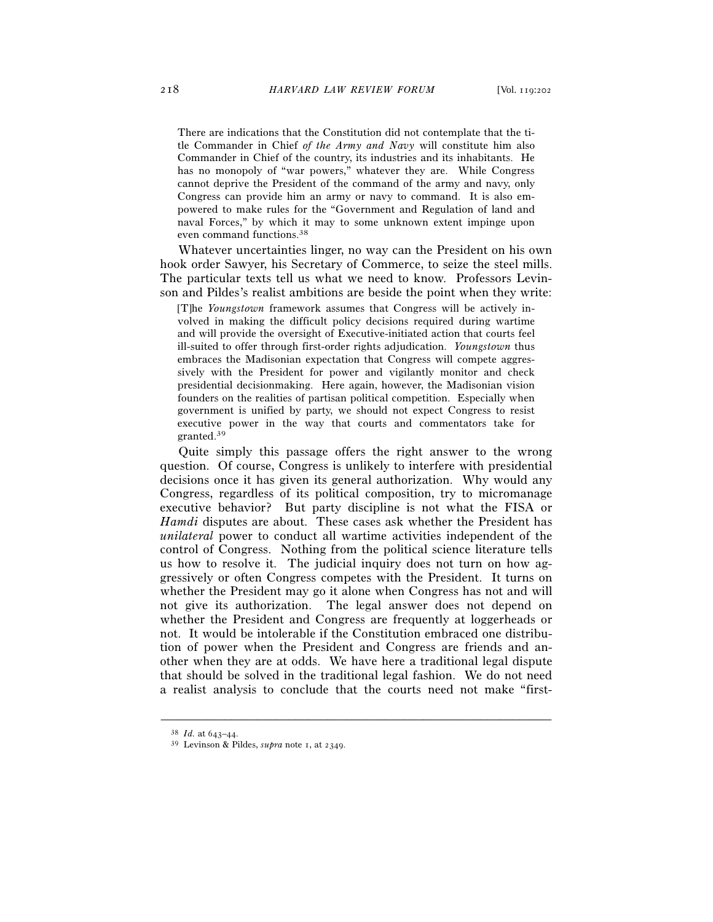> There are indications that the Constitution did not contemplate that the title Commander in Chief *of the Army and Navy* will constitute him also Commander in Chief of the country, its industries and its inhabitants. He has no monopoly of "war powers," whatever they are. While Congress cannot deprive the President of the command of the army and navy, only Congress can provide him an army or navy to command. It is also empowered to make rules for the "Government and Regulation of land and naval Forces," by which it may to some unknown extent impinge upon even command functions.[38]

Whatever uncertainties linger, no way can the President on his own hook order Sawyer, his Secretary of Commerce, to seize the steel mills. The particular texts tell us what we need to know. Professors Levinson and Pildes's realist ambitions are beside the point when they write:

> [T]he *Youngstown* framework assumes that Congress will be actively involved in making the difficult policy decisions required during wartime and will provide the oversight of Executive-initiated action that courts feel ill-suited to offer through first-order rights adjudication. *Youngstown* thus embraces the Madisonian expectation that Congress will compete aggressively with the President for power and vigilantly monitor and check presidential decisionmaking. Here again, however, the Madisonian vision founders on the realities of partisan political competition. Especially when government is unified by party, we should not expect Congress to resist executive power in the way that courts and commentators take for granted.[39]

Quite simply this passage offers the right answer to the wrong question. Of course, Congress is unlikely to interfere with presidential decisions once it has given its general authorization. Why would any Congress, regardless of its political composition, try to micromanage executive behavior? But party discipline is not what the FISA or *Hamdi* disputes are about. These cases ask whether the President has *unilateral* power to conduct all wartime activities independent of the control of Congress. Nothing from the political science literature tells us how to resolve it. The judicial inquiry does not turn on how aggressively or often Congress competes with the President. It turns on whether the President may go it alone when Congress has not and will not give its authorization. The legal answer does not depend on whether the President and Congress are frequently at loggerheads or not. It would be intolerable if the Constitution embraced one distribution of power when the President and Congress are friends and another when they are at odds. We have here a traditional legal dispute that should be solved in the traditional legal fashion. We do not need a realist analysis to conclude that the courts need not make "first-

---

[38] *Id.* at 643–44.

[39] Levinson & Pildes, *supra* note 1, at 2349.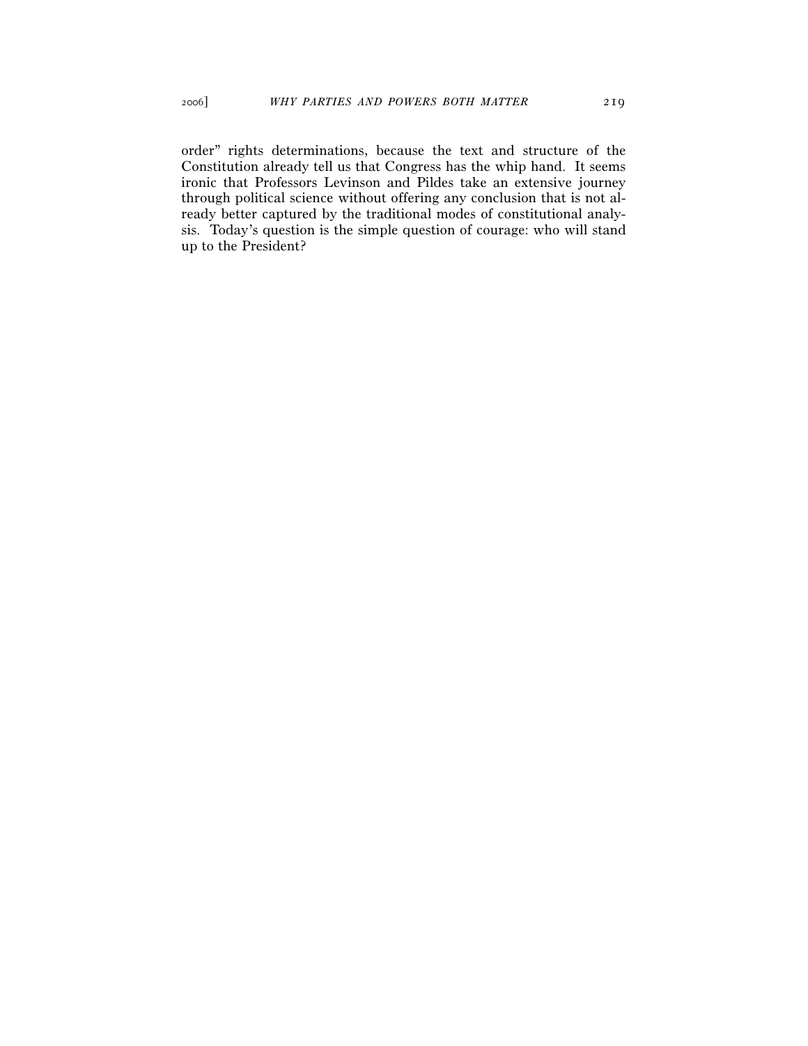order" rights determinations, because the text and structure of the Constitution already tell us that Congress has the whip hand. It seems ironic that Professors Levinson and Pildes take an extensive journey through political science without offering any conclusion that is not already better captured by the traditional modes of constitutional analysis. Today's question is the simple question of courage: who will stand up to the President?